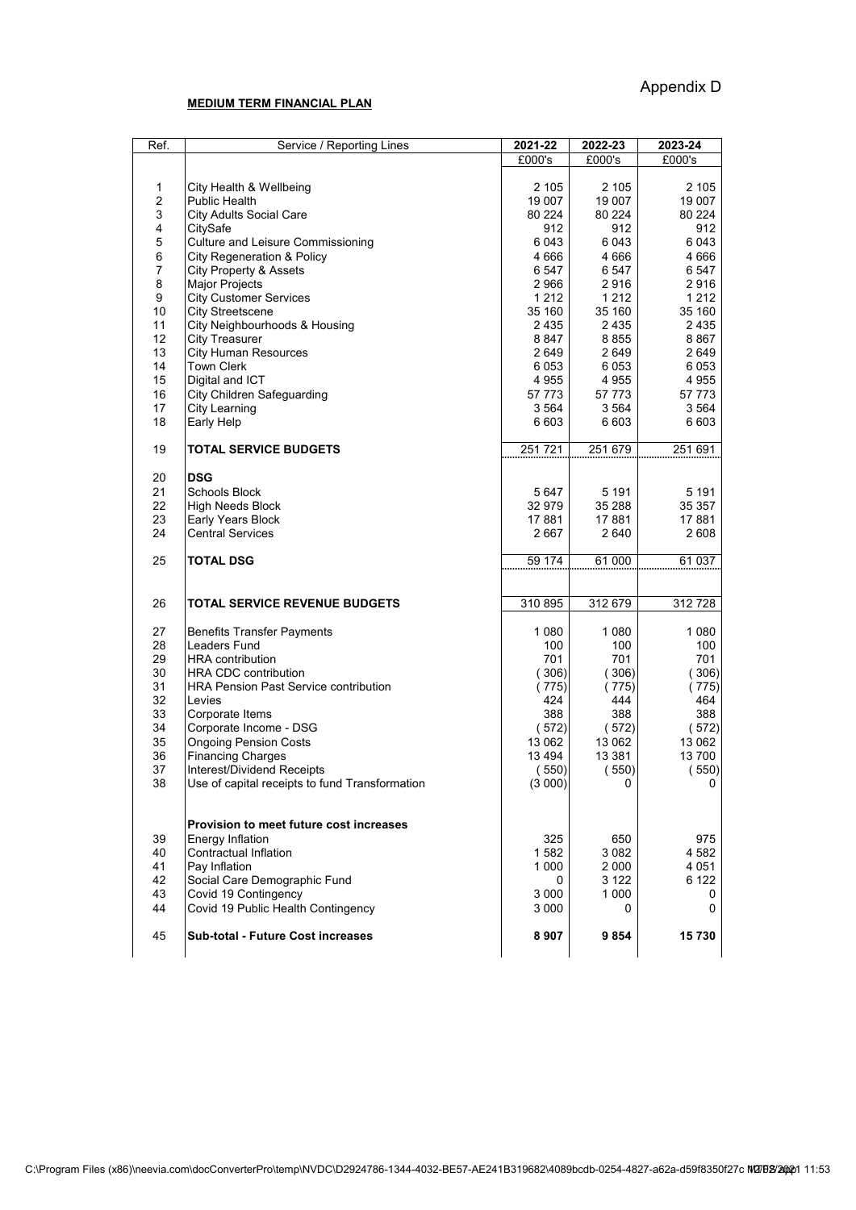Appendix D

**MEDIUM TERM FINANCIAL PLAN**

| Ref. | Service / Reporting Lines | 2021-22 | 2022-23 | 2023-24 |
|---|---|---|---|---|
| | | £000's | £000's | £000's |
| 1 | City Health & Wellbeing | 2 105 | 2 105 | 2 105 |
| 2 | Public Health | 19 007 | 19 007 | 19 007 |
| 3 | City Adults Social Care | 80 224 | 80 224 | 80 224 |
| 4 | CitySafe | 912 | 912 | 912 |
| 5 | Culture and Leisure Commissioning | 6 043 | 6 043 | 6 043 |
| 6 | City Regeneration & Policy | 4 666 | 4 666 | 4 666 |
| 7 | City Property & Assets | 6 547 | 6 547 | 6 547 |
| 8 | Major Projects | 2 966 | 2 916 | 2 916 |
| 9 | City Customer Services | 1 212 | 1 212 | 1 212 |
| 10 | City Streetscene | 35 160 | 35 160 | 35 160 |
| 11 | City Neighbourhoods & Housing | 2 435 | 2 435 | 2 435 |
| 12 | City Treasurer | 8 847 | 8 855 | 8 867 |
| 13 | City Human Resources | 2 649 | 2 649 | 2 649 |
| 14 | Town Clerk | 6 053 | 6 053 | 6 053 |
| 15 | Digital and ICT | 4 955 | 4 955 | 4 955 |
| 16 | City Children Safeguarding | 57 773 | 57 773 | 57 773 |
| 17 | City Learning | 3 564 | 3 564 | 3 564 |
| 18 | Early Help | 6 603 | 6 603 | 6 603 |
| 19 | **TOTAL SERVICE BUDGETS** | 251 721 | 251 679 | 251 691 |
| 20 | **DSG** | | | |
| 21 | Schools Block | 5 647 | 5 191 | 5 191 |
| 22 | High Needs Block | 32 979 | 35 288 | 35 357 |
| 23 | Early Years Block | 17 881 | 17 881 | 17 881 |
| 24 | Central Services | 2 667 | 2 640 | 2 608 |
| 25 | **TOTAL DSG** | 59 174 | 61 000 | 61 037 |
| 26 | **TOTAL SERVICE REVENUE BUDGETS** | 310 895 | 312 679 | 312 728 |
| 27 | Benefits Transfer Payments | 1 080 | 1 080 | 1 080 |
| 28 | Leaders Fund | 100 | 100 | 100 |
| 29 | HRA contribution | 701 | 701 | 701 |
| 30 | HRA CDC contribution | ( 306) | ( 306) | ( 306) |
| 31 | HRA Pension Past Service contribution | ( 775) | ( 775) | ( 775) |
| 32 | Levies | 424 | 444 | 464 |
| 33 | Corporate Items | 388 | 388 | 388 |
| 34 | Corporate Income - DSG | ( 572) | ( 572) | ( 572) |
| 35 | Ongoing Pension Costs | 13 062 | 13 062 | 13 062 |
| 36 | Financing Charges | 13 494 | 13 381 | 13 700 |
| 37 | Interest/Dividend Receipts | ( 550) | ( 550) | ( 550) |
| 38 | Use of capital receipts to fund Transformation | (3 000) | 0 | 0 |
| | **Provision to meet future cost increases** | | | |
| 39 | Energy Inflation | 325 | 650 | 975 |
| 40 | Contractual Inflation | 1 582 | 3 082 | 4 582 |
| 41 | Pay Inflation | 1 000 | 2 000 | 4 051 |
| 42 | Social Care Demographic Fund | 0 | 3 122 | 6 122 |
| 43 | Covid 19 Contingency | 3 000 | 1 000 | 0 |
| 44 | Covid 19 Public Health Contingency | 3 000 | 0 | 0 |
| 45 | **Sub-total - Future Cost increases** | **8 907** | **9 854** | **15 730** |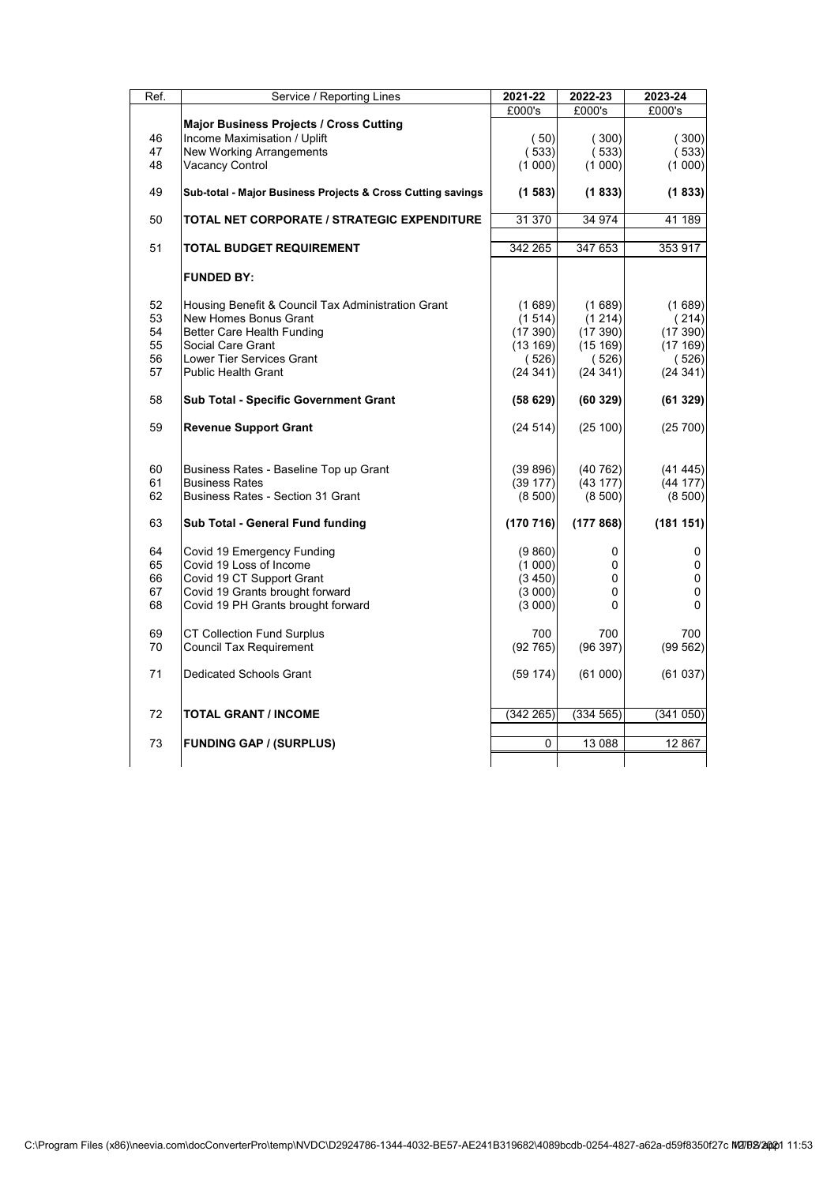| Ref. | Service / Reporting Lines | 2021-22 | 2022-23 | 2023-24 |
|---|---|---|---|---|
| | | £000's | £000's | £000's |
| | **Major Business Projects / Cross Cutting** | | | |
| 46 | Income Maximisation / Uplift | ( 50) | ( 300) | ( 300) |
| 47 | New Working Arrangements | ( 533) | ( 533) | ( 533) |
| 48 | Vacancy Control | (1 000) | (1 000) | (1 000) |
| 49 | **Sub-total - Major Business Projects & Cross Cutting savings** | **(1 583)** | **(1 833)** | **(1 833)** |
| 50 | **TOTAL NET CORPORATE / STRATEGIC EXPENDITURE** | 31 370 | 34 974 | 41 189 |
| 51 | **TOTAL BUDGET REQUIREMENT** | 342 265 | 347 653 | 353 917 |
| | **FUNDED BY:** | | | |
| 52 | Housing Benefit & Council Tax Administration Grant | (1 689) | (1 689) | (1 689) |
| 53 | New Homes Bonus Grant | (1 514) | (1 214) | ( 214) |
| 54 | Better Care Health Funding | (17 390) | (17 390) | (17 390) |
| 55 | Social Care Grant | (13 169) | (15 169) | (17 169) |
| 56 | Lower Tier Services Grant | ( 526) | ( 526) | ( 526) |
| 57 | Public Health Grant | (24 341) | (24 341) | (24 341) |
| 58 | **Sub Total - Specific Government Grant** | **(58 629)** | **(60 329)** | **(61 329)** |
| 59 | **Revenue Support Grant** | (24 514) | (25 100) | (25 700) |
| 60 | Business Rates - Baseline Top up Grant | (39 896) | (40 762) | (41 445) |
| 61 | Business Rates | (39 177) | (43 177) | (44 177) |
| 62 | Business Rates - Section 31 Grant | (8 500) | (8 500) | (8 500) |
| 63 | **Sub Total - General Fund funding** | **(170 716)** | **(177 868)** | **(181 151)** |
| 64 | Covid 19 Emergency Funding | (9 860) | 0 | 0 |
| 65 | Covid 19 Loss of Income | (1 000) | 0 | 0 |
| 66 | Covid 19 CT Support Grant | (3 450) | 0 | 0 |
| 67 | Covid 19 Grants brought forward | (3 000) | 0 | 0 |
| 68 | Covid 19 PH Grants brought forward | (3 000) | 0 | 0 |
| 69 | CT Collection Fund Surplus | 700 | 700 | 700 |
| 70 | Council Tax Requirement | (92 765) | (96 397) | (99 562) |
| 71 | Dedicated Schools Grant | (59 174) | (61 000) | (61 037) |
| 72 | **TOTAL GRANT / INCOME** | (342 265) | (334 565) | (341 050) |
| 73 | **FUNDING GAP / (SURPLUS)** | 0 | 13 088 | 12 867 |